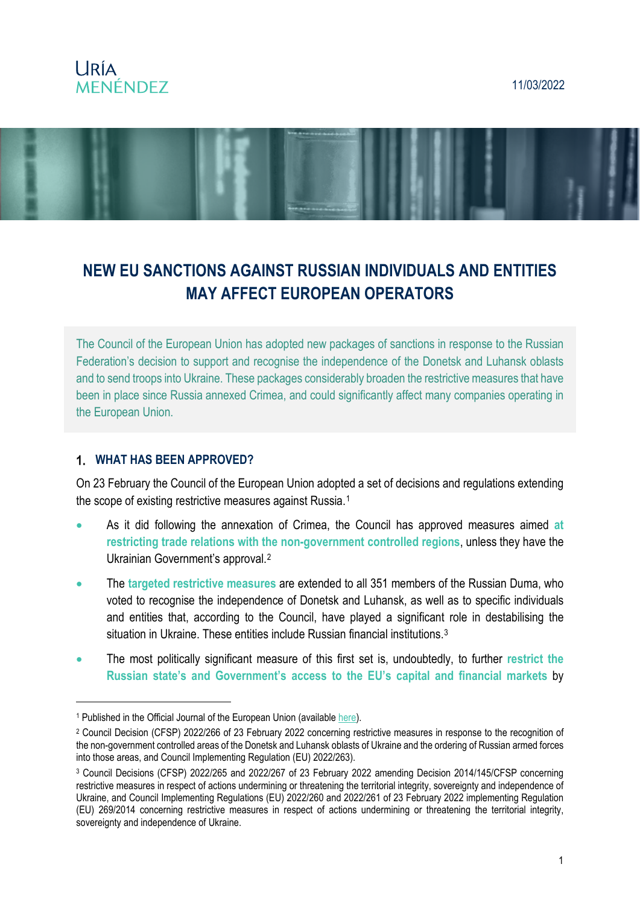URÍA MENÉNDEZ

11/03/2022

# NEW EU SANCTIONS AGAINST RUSSIAN INDIVIDUALS AND ENTITIES MAY AFFECT EUROPEAN OPERATORS

The Council of the European Union has adopted new packages of sanctions in response to the Russian Federation's decision to support and recognise the independence of the Donetsk and Luhansk oblasts and to send troops into Ukraine. These packages considerably broaden the restrictive measures that have been in place since Russia annexed Crimea, and could significantly affect many companies operating in the European Union.

## 1. WHAT HAS BEEN APPROVED?

On 23 February the Council of the European Union adopted a set of decisions and regulations extending the scope of existing restrictive measures against Russia.[1]

- As it did following the annexation of Crimea, the Council has approved measures aimed **at restricting trade relations with the non-government controlled regions**, unless they have the Ukrainian Government's approval.[2]
- The **targeted restrictive measures** are extended to all 351 members of the Russian Duma, who voted to recognise the independence of Donetsk and Luhansk, as well as to specific individuals and entities that, according to the Council, have played a significant role in destabilising the situation in Ukraine. These entities include Russian financial institutions.[3]
- The most politically significant measure of this first set is, undoubtedly, to further **restrict the Russian state's and Government's access to the EU's capital and financial markets** by

---

[1] Published in the Official Journal of the European Union (available here).

[2] Council Decision (CFSP) 2022/266 of 23 February 2022 concerning restrictive measures in response to the recognition of the non-government controlled areas of the Donetsk and Luhansk oblasts of Ukraine and the ordering of Russian armed forces into those areas, and Council Implementing Regulation (EU) 2022/263).

[3] Council Decisions (CFSP) 2022/265 and 2022/267 of 23 February 2022 amending Decision 2014/145/CFSP concerning restrictive measures in respect of actions undermining or threatening the territorial integrity, sovereignty and independence of Ukraine, and Council Implementing Regulations (EU) 2022/260 and 2022/261 of 23 February 2022 implementing Regulation (EU) 269/2014 concerning restrictive measures in respect of actions undermining or threatening the territorial integrity, sovereignty and independence of Ukraine.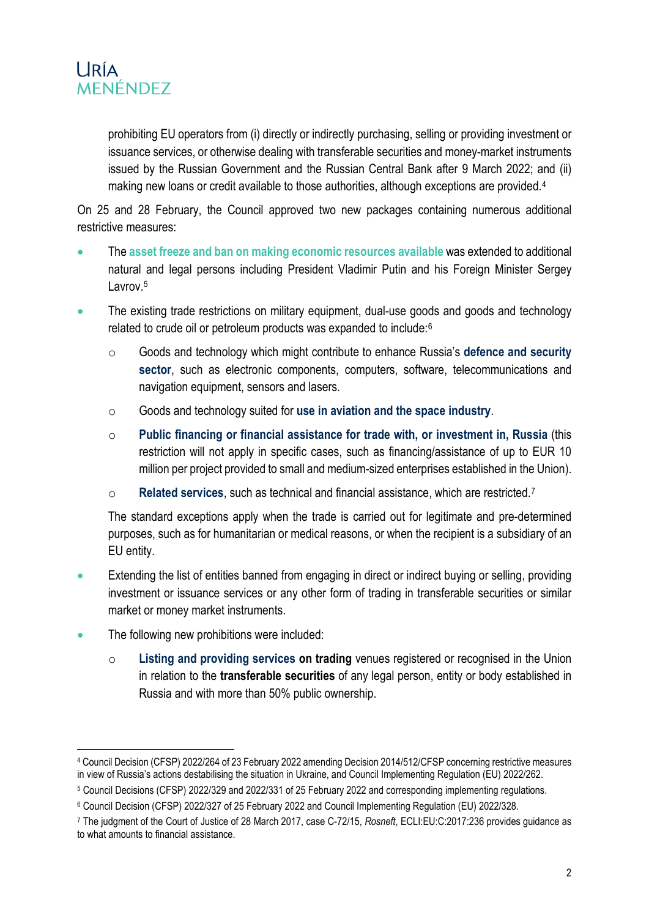prohibiting EU operators from (i) directly or indirectly purchasing, selling or providing investment or issuance services, or otherwise dealing with transferable securities and money-market instruments issued by the Russian Government and the Russian Central Bank after 9 March 2022; and (ii) making new loans or credit available to those authorities, although exceptions are provided.[4]

On 25 and 28 February, the Council approved two new packages containing numerous additional restrictive measures:

- The **asset freeze and ban on making economic resources available** was extended to additional natural and legal persons including President Vladimir Putin and his Foreign Minister Sergey Lavrov.[5]
- The existing trade restrictions on military equipment, dual-use goods and goods and technology related to crude oil or petroleum products was expanded to include:[6]
  - Goods and technology which might contribute to enhance Russia's **defence and security sector**, such as electronic components, computers, software, telecommunications and navigation equipment, sensors and lasers.
  - Goods and technology suited for **use in aviation and the space industry**.
  - **Public financing or financial assistance for trade with, or investment in, Russia** (this restriction will not apply in specific cases, such as financing/assistance of up to EUR 10 million per project provided to small and medium-sized enterprises established in the Union).
  - **Related services**, such as technical and financial assistance, which are restricted.[7]

  The standard exceptions apply when the trade is carried out for legitimate and pre-determined purposes, such as for humanitarian or medical reasons, or when the recipient is a subsidiary of an EU entity.
- Extending the list of entities banned from engaging in direct or indirect buying or selling, providing investment or issuance services or any other form of trading in transferable securities or similar market or money market instruments.
- The following new prohibitions were included:
  - **Listing and providing services on trading** venues registered or recognised in the Union in relation to the **transferable securities** of any legal person, entity or body established in Russia and with more than 50% public ownership.

---

[4] Council Decision (CFSP) 2022/264 of 23 February 2022 amending Decision 2014/512/CFSP concerning restrictive measures in view of Russia's actions destabilising the situation in Ukraine, and Council Implementing Regulation (EU) 2022/262.

[5] Council Decisions (CFSP) 2022/329 and 2022/331 of 25 February 2022 and corresponding implementing regulations.

[6] Council Decision (CFSP) 2022/327 of 25 February 2022 and Council Implementing Regulation (EU) 2022/328.

[7] The judgment of the Court of Justice of 28 March 2017, case C-72/15, *Rosneft*, ECLI:EU:C:2017:236 provides guidance as to what amounts to financial assistance.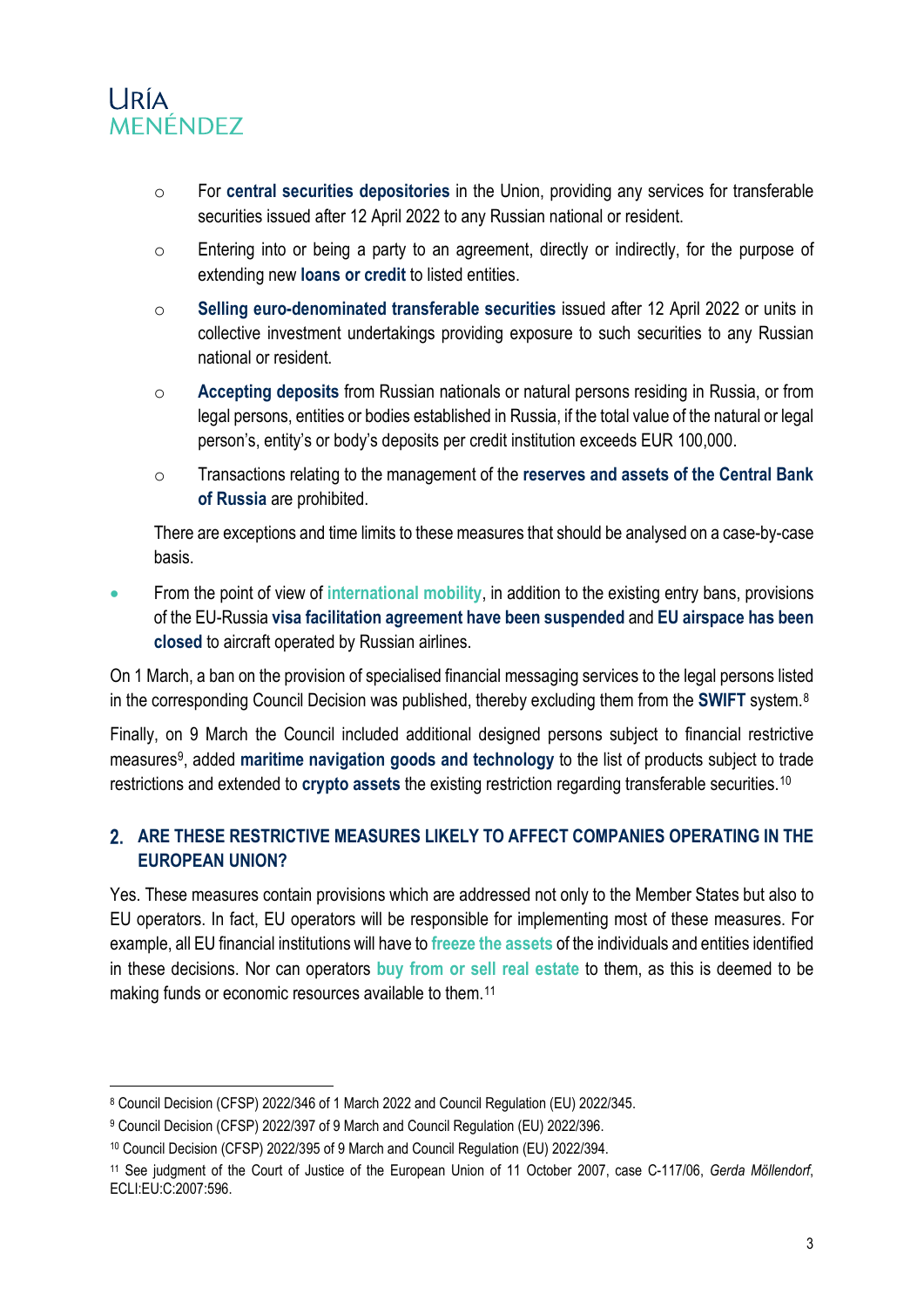- For **central securities depositories** in the Union, providing any services for transferable securities issued after 12 April 2022 to any Russian national or resident.
- Entering into or being a party to an agreement, directly or indirectly, for the purpose of extending new **loans or credit** to listed entities.
- **Selling euro-denominated transferable securities** issued after 12 April 2022 or units in collective investment undertakings providing exposure to such securities to any Russian national or resident.
- **Accepting deposits** from Russian nationals or natural persons residing in Russia, or from legal persons, entities or bodies established in Russia, if the total value of the natural or legal person's, entity's or body's deposits per credit institution exceeds EUR 100,000.
- Transactions relating to the management of the **reserves and assets of the Central Bank of Russia** are prohibited.

There are exceptions and time limits to these measures that should be analysed on a case-by-case basis.

- From the point of view of **international mobility**, in addition to the existing entry bans, provisions of the EU-Russia **visa facilitation agreement have been suspended** and **EU airspace has been closed** to aircraft operated by Russian airlines.

On 1 March, a ban on the provision of specialised financial messaging services to the legal persons listed in the corresponding Council Decision was published, thereby excluding them from the **SWIFT** system.[8]

Finally, on 9 March the Council included additional designed persons subject to financial restrictive measures[9], added **maritime navigation goods and technology** to the list of products subject to trade restrictions and extended to **crypto assets** the existing restriction regarding transferable securities.[10]

## 2. ARE THESE RESTRICTIVE MEASURES LIKELY TO AFFECT COMPANIES OPERATING IN THE EUROPEAN UNION?

Yes. These measures contain provisions which are addressed not only to the Member States but also to EU operators. In fact, EU operators will be responsible for implementing most of these measures. For example, all EU financial institutions will have to **freeze the assets** of the individuals and entities identified in these decisions. Nor can operators **buy from or sell real estate** to them, as this is deemed to be making funds or economic resources available to them.[11]

---

[8] Council Decision (CFSP) 2022/346 of 1 March 2022 and Council Regulation (EU) 2022/345.

[9] Council Decision (CFSP) 2022/397 of 9 March and Council Regulation (EU) 2022/396.

[10] Council Decision (CFSP) 2022/395 of 9 March and Council Regulation (EU) 2022/394.

[11] See judgment of the Court of Justice of the European Union of 11 October 2007, case C-117/06, *Gerda Möllendorf*, ECLI:EU:C:2007:596.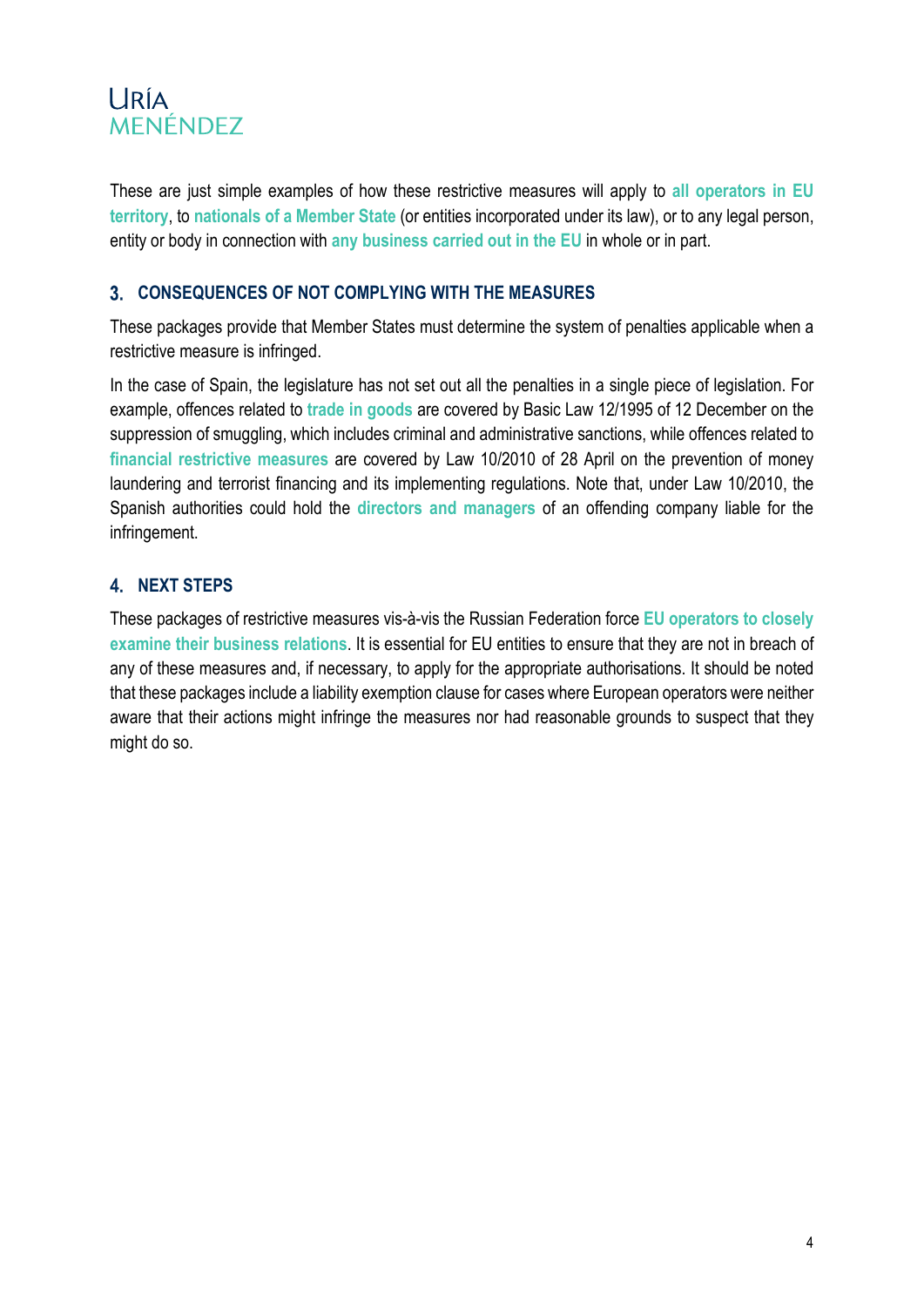These are just simple examples of how these restrictive measures will apply to **all operators in EU territory**, to **nationals of a Member State** (or entities incorporated under its law), or to any legal person, entity or body in connection with **any business carried out in the EU** in whole or in part.

## 3. CONSEQUENCES OF NOT COMPLYING WITH THE MEASURES

These packages provide that Member States must determine the system of penalties applicable when a restrictive measure is infringed.

In the case of Spain, the legislature has not set out all the penalties in a single piece of legislation. For example, offences related to **trade in goods** are covered by Basic Law 12/1995 of 12 December on the suppression of smuggling, which includes criminal and administrative sanctions, while offences related to **financial restrictive measures** are covered by Law 10/2010 of 28 April on the prevention of money laundering and terrorist financing and its implementing regulations. Note that, under Law 10/2010, the Spanish authorities could hold the **directors and managers** of an offending company liable for the infringement.

## 4. NEXT STEPS

These packages of restrictive measures vis-à-vis the Russian Federation force **EU operators to closely examine their business relations**. It is essential for EU entities to ensure that they are not in breach of any of these measures and, if necessary, to apply for the appropriate authorisations. It should be noted that these packages include a liability exemption clause for cases where European operators were neither aware that their actions might infringe the measures nor had reasonable grounds to suspect that they might do so.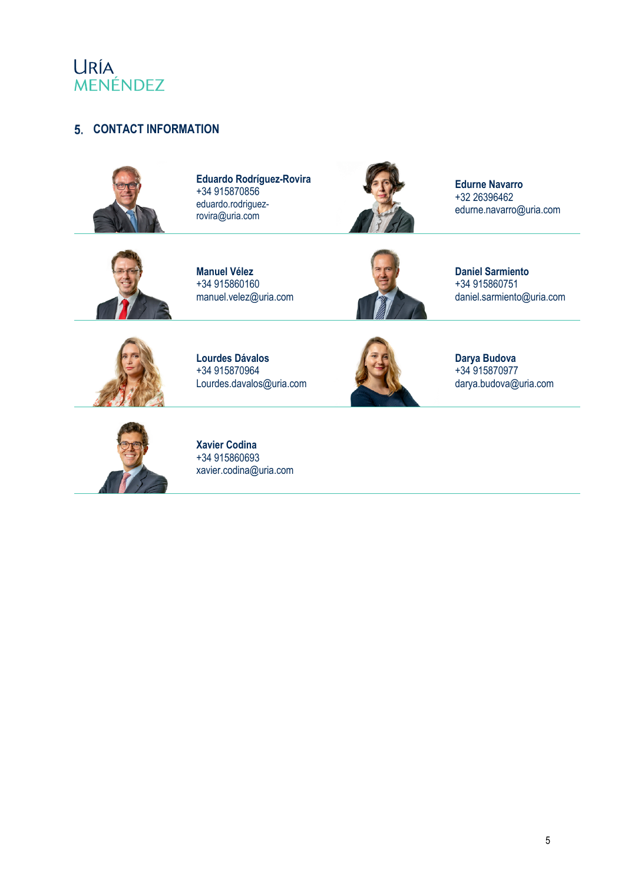## 5. CONTACT INFORMATION

**Eduardo Rodríguez-Rovira**
+34 915870856
eduardo.rodriguez-rovira@uria.com

**Edurne Navarro**
+32 26396462
edurne.navarro@uria.com

**Manuel Vélez**
+34 915860160
manuel.velez@uria.com

**Daniel Sarmiento**
+34 915860751
daniel.sarmiento@uria.com

**Lourdes Dávalos**
+34 915870964
Lourdes.davalos@uria.com

**Darya Budova**
+34 915870977
darya.budova@uria.com

**Xavier Codina**
+34 915860693
xavier.codina@uria.com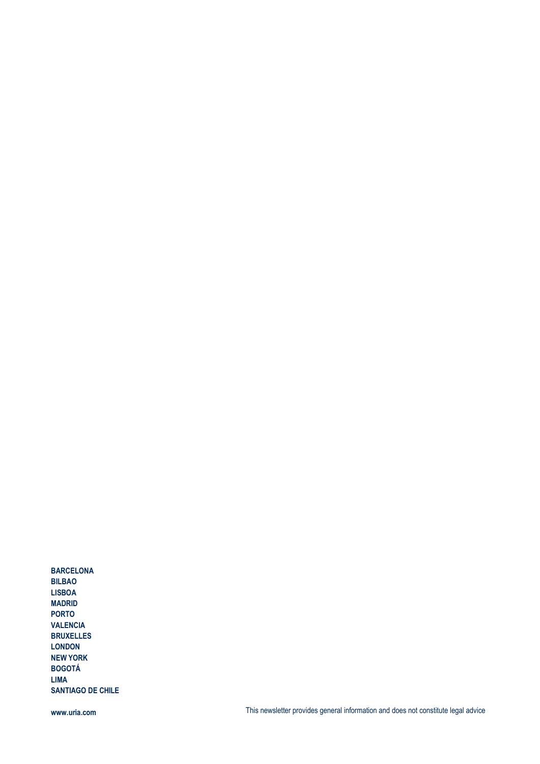**BARCELONA**
**BILBAO**
**LISBOA**
**MADRID**
**PORTO**
**VALENCIA**
**BRUXELLES**
**LONDON**
**NEW YORK**
**BOGOTÁ**
**LIMA**
**SANTIAGO DE CHILE**

**www.uria.com**

This newsletter provides general information and does not constitute legal advice